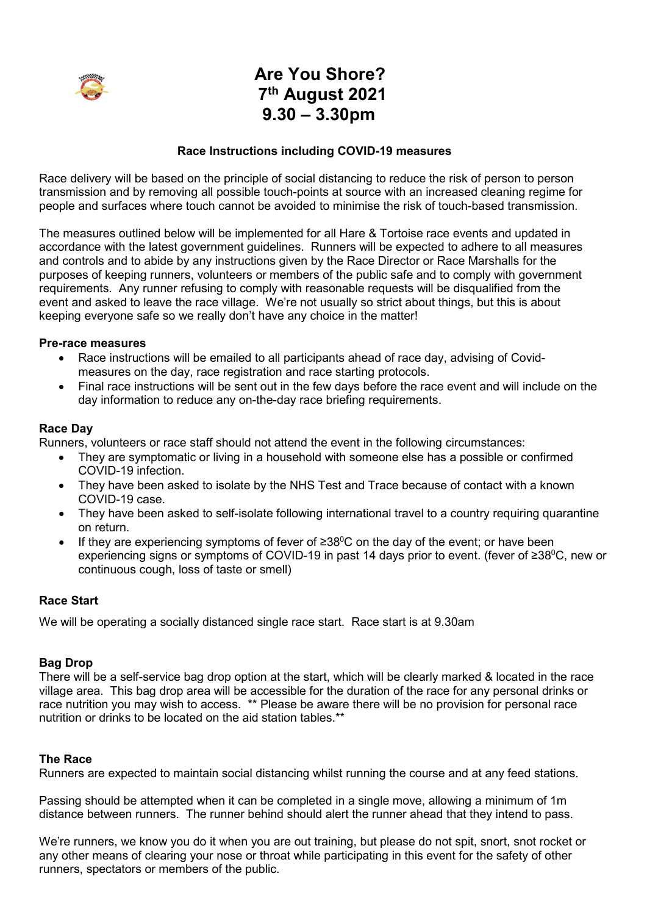# Are You Shore?
# 7th August 2021
# 9.30 – 3.30pm

**Race Instructions including COVID-19 measures**

Race delivery will be based on the principle of social distancing to reduce the risk of person to person transmission and by removing all possible touch-points at source with an increased cleaning regime for people and surfaces where touch cannot be avoided to minimise the risk of touch-based transmission.

The measures outlined below will be implemented for all Hare & Tortoise race events and updated in accordance with the latest government guidelines. Runners will be expected to adhere to all measures and controls and to abide by any instructions given by the Race Director or Race Marshalls for the purposes of keeping runners, volunteers or members of the public safe and to comply with government requirements. Any runner refusing to comply with reasonable requests will be disqualified from the event and asked to leave the race village. We're not usually so strict about things, but this is about keeping everyone safe so we really don't have any choice in the matter!

**Pre-race measures**

- Race instructions will be emailed to all participants ahead of race day, advising of Covid-measures on the day, race registration and race starting protocols.
- Final race instructions will be sent out in the few days before the race event and will include on the day information to reduce any on-the-day race briefing requirements.

**Race Day**

Runners, volunteers or race staff should not attend the event in the following circumstances:

- They are symptomatic or living in a household with someone else has a possible or confirmed COVID-19 infection.
- They have been asked to isolate by the NHS Test and Trace because of contact with a known COVID-19 case.
- They have been asked to self-isolate following international travel to a country requiring quarantine on return.
- If they are experiencing symptoms of fever of ≥38$^0$C on the day of the event; or have been experiencing signs or symptoms of COVID-19 in past 14 days prior to event. (fever of ≥38$^0$C, new or continuous cough, loss of taste or smell)

**Race Start**

We will be operating a socially distanced single race start. Race start is at 9.30am

**Bag Drop**

There will be a self-service bag drop option at the start, which will be clearly marked & located in the race village area. This bag drop area will be accessible for the duration of the race for any personal drinks or race nutrition you may wish to access. ** Please be aware there will be no provision for personal race nutrition or drinks to be located on the aid station tables.**

**The Race**

Runners are expected to maintain social distancing whilst running the course and at any feed stations.

Passing should be attempted when it can be completed in a single move, allowing a minimum of 1m distance between runners. The runner behind should alert the runner ahead that they intend to pass.

We're runners, we know you do it when you are out training, but please do not spit, snort, snot rocket or any other means of clearing your nose or throat while participating in this event for the safety of other runners, spectators or members of the public.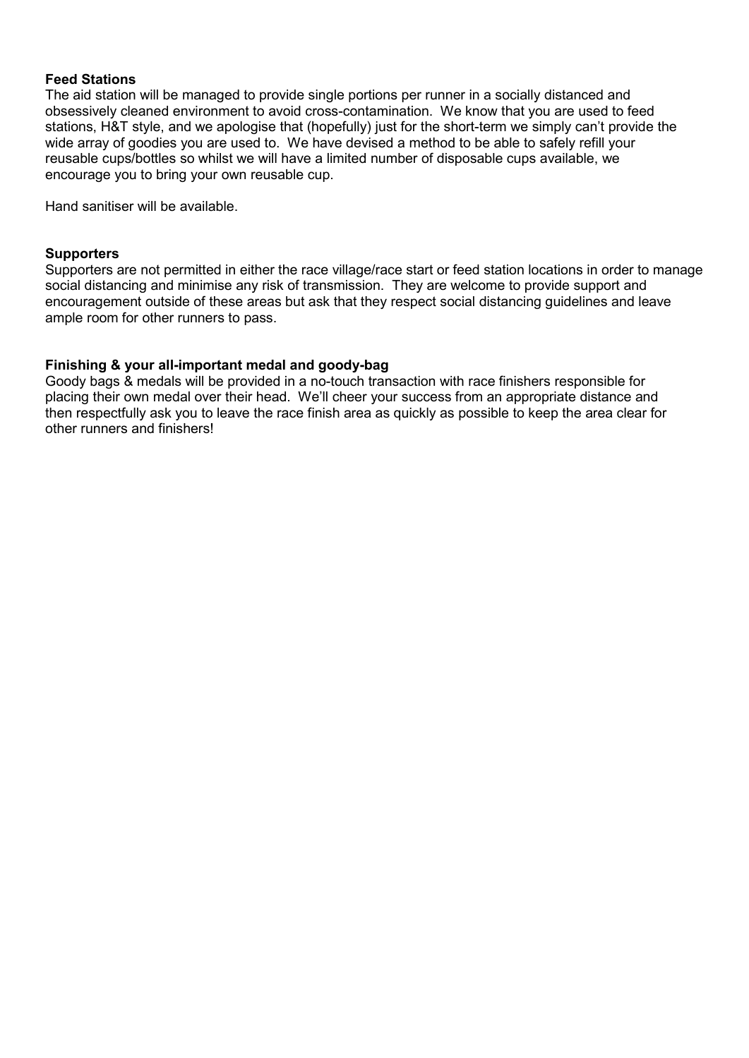**Feed Stations**

The aid station will be managed to provide single portions per runner in a socially distanced and obsessively cleaned environment to avoid cross-contamination. We know that you are used to feed stations, H&T style, and we apologise that (hopefully) just for the short-term we simply can't provide the wide array of goodies you are used to. We have devised a method to be able to safely refill your reusable cups/bottles so whilst we will have a limited number of disposable cups available, we encourage you to bring your own reusable cup.

Hand sanitiser will be available.

**Supporters**

Supporters are not permitted in either the race village/race start or feed station locations in order to manage social distancing and minimise any risk of transmission. They are welcome to provide support and encouragement outside of these areas but ask that they respect social distancing guidelines and leave ample room for other runners to pass.

**Finishing & your all-important medal and goody-bag**

Goody bags & medals will be provided in a no-touch transaction with race finishers responsible for placing their own medal over their head. We'll cheer your success from an appropriate distance and then respectfully ask you to leave the race finish area as quickly as possible to keep the area clear for other runners and finishers!